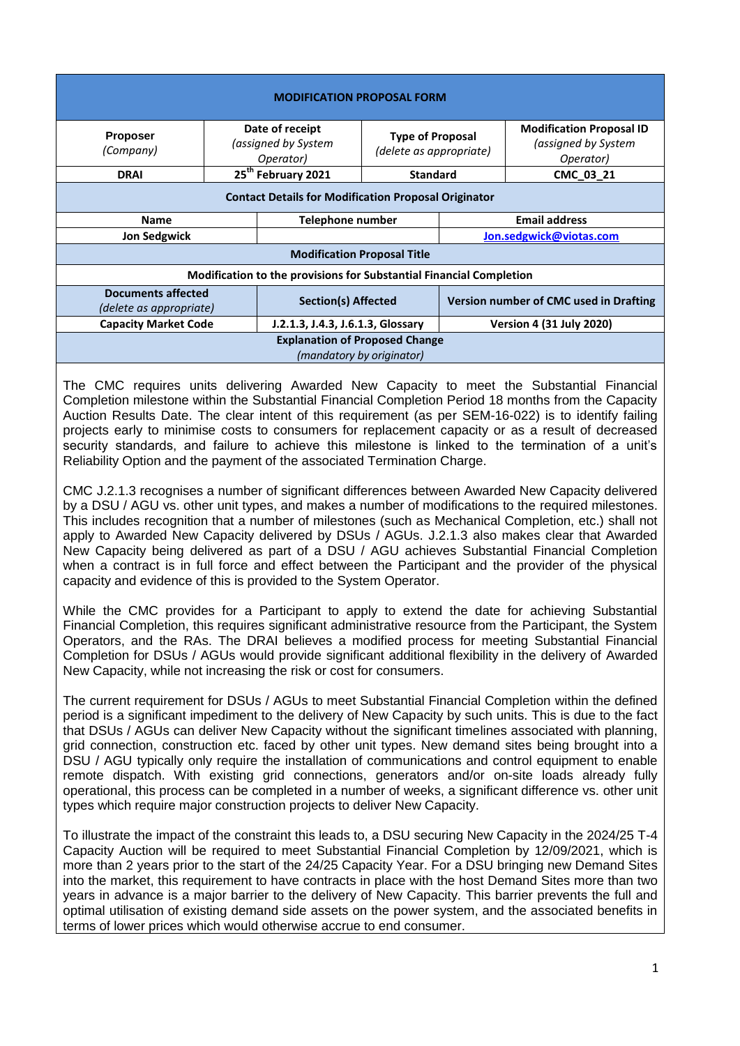| MODIFICATION PROPOSAL FORM | | | |
|---|---|---|---|
| **Proposer** *(Company)* | **Date of receipt** *(assigned by System Operator)* | **Type of Proposal** *(delete as appropriate)* | **Modification Proposal ID** *(assigned by System Operator)* |
| **DRAI** | **25th February 2021** | **Standard** | **CMC_03_21** |

| Contact Details for Modification Proposal Originator | | |
|---|---|---|
| **Name** | **Telephone number** | **Email address** |
| **Jon Sedgwick** | | **Jon.sedgwick@viotas.com** |

| Modification Proposal Title |
|---|
| **Modification to the provisions for Substantial Financial Completion** |

| **Documents affected** *(delete as appropriate)* | **Section(s) Affected** | **Version number of CMC used in Drafting** |
|---|---|---|
| **Capacity Market Code** | **J.2.1.3, J.4.3, J.6.1.3, Glossary** | **Version 4 (31 July 2020)** |

**Explanation of Proposed Change**
*(mandatory by originator)*

The CMC requires units delivering Awarded New Capacity to meet the Substantial Financial Completion milestone within the Substantial Financial Completion Period 18 months from the Capacity Auction Results Date. The clear intent of this requirement (as per SEM-16-022) is to identify failing projects early to minimise costs to consumers for replacement capacity or as a result of decreased security standards, and failure to achieve this milestone is linked to the termination of a unit's Reliability Option and the payment of the associated Termination Charge.

CMC J.2.1.3 recognises a number of significant differences between Awarded New Capacity delivered by a DSU / AGU vs. other unit types, and makes a number of modifications to the required milestones. This includes recognition that a number of milestones (such as Mechanical Completion, etc.) shall not apply to Awarded New Capacity delivered by DSUs / AGUs. J.2.1.3 also makes clear that Awarded New Capacity being delivered as part of a DSU / AGU achieves Substantial Financial Completion when a contract is in full force and effect between the Participant and the provider of the physical capacity and evidence of this is provided to the System Operator.

While the CMC provides for a Participant to apply to extend the date for achieving Substantial Financial Completion, this requires significant administrative resource from the Participant, the System Operators, and the RAs. The DRAI believes a modified process for meeting Substantial Financial Completion for DSUs / AGUs would provide significant additional flexibility in the delivery of Awarded New Capacity, while not increasing the risk or cost for consumers.

The current requirement for DSUs / AGUs to meet Substantial Financial Completion within the defined period is a significant impediment to the delivery of New Capacity by such units. This is due to the fact that DSUs / AGUs can deliver New Capacity without the significant timelines associated with planning, grid connection, construction etc. faced by other unit types. New demand sites being brought into a DSU / AGU typically only require the installation of communications and control equipment to enable remote dispatch. With existing grid connections, generators and/or on-site loads already fully operational, this process can be completed in a number of weeks, a significant difference vs. other unit types which require major construction projects to deliver New Capacity.

To illustrate the impact of the constraint this leads to, a DSU securing New Capacity in the 2024/25 T-4 Capacity Auction will be required to meet Substantial Financial Completion by 12/09/2021, which is more than 2 years prior to the start of the 24/25 Capacity Year. For a DSU bringing new Demand Sites into the market, this requirement to have contracts in place with the host Demand Sites more than two years in advance is a major barrier to the delivery of New Capacity. This barrier prevents the full and optimal utilisation of existing demand side assets on the power system, and the associated benefits in terms of lower prices which would otherwise accrue to end consumer.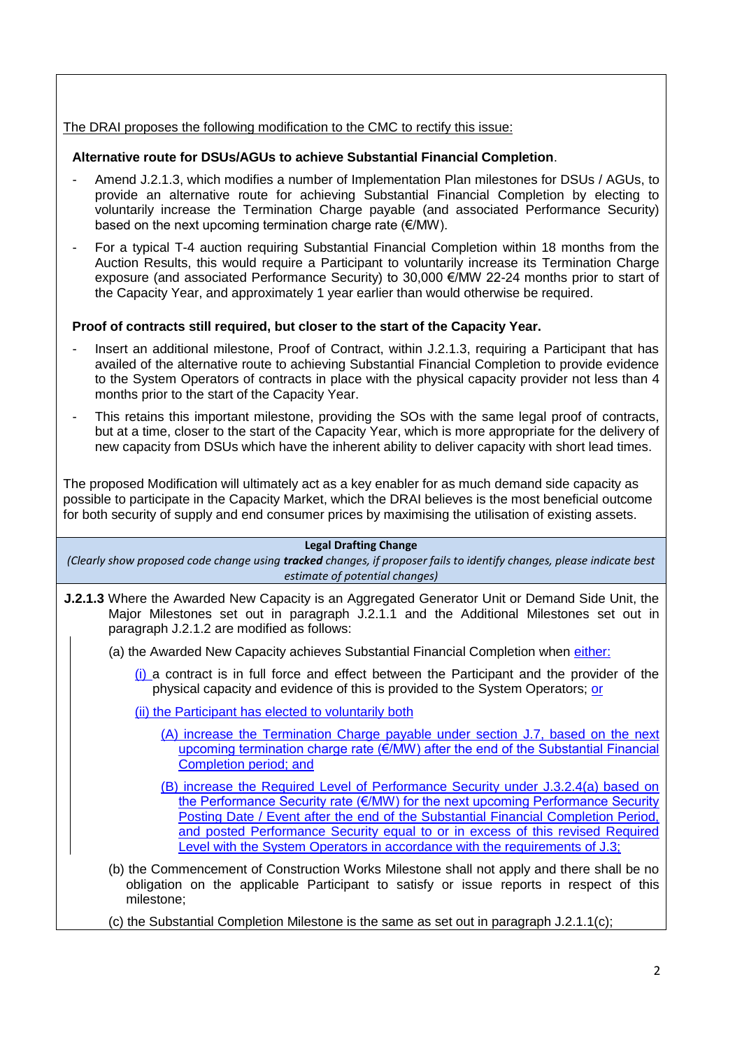The DRAI proposes the following modification to the CMC to rectify this issue:

**Alternative route for DSUs/AGUs to achieve Substantial Financial Completion**.

- Amend J.2.1.3, which modifies a number of Implementation Plan milestones for DSUs / AGUs, to provide an alternative route for achieving Substantial Financial Completion by electing to voluntarily increase the Termination Charge payable (and associated Performance Security) based on the next upcoming termination charge rate (€/MW).
- For a typical T-4 auction requiring Substantial Financial Completion within 18 months from the Auction Results, this would require a Participant to voluntarily increase its Termination Charge exposure (and associated Performance Security) to 30,000 €/MW 22-24 months prior to start of the Capacity Year, and approximately 1 year earlier than would otherwise be required.

**Proof of contracts still required, but closer to the start of the Capacity Year.**

- Insert an additional milestone, Proof of Contract, within J.2.1.3, requiring a Participant that has availed of the alternative route to achieving Substantial Financial Completion to provide evidence to the System Operators of contracts in place with the physical capacity provider not less than 4 months prior to the start of the Capacity Year.
- This retains this important milestone, providing the SOs with the same legal proof of contracts, but at a time, closer to the start of the Capacity Year, which is more appropriate for the delivery of new capacity from DSUs which have the inherent ability to deliver capacity with short lead times.

The proposed Modification will ultimately act as a key enabler for as much demand side capacity as possible to participate in the Capacity Market, which the DRAI believes is the most beneficial outcome for both security of supply and end consumer prices by maximising the utilisation of existing assets.

**Legal Drafting Change**

*(Clearly show proposed code change using **tracked** changes, if proposer fails to identify changes, please indicate best estimate of potential changes)*

**J.2.1.3** Where the Awarded New Capacity is an Aggregated Generator Unit or Demand Side Unit, the Major Milestones set out in paragraph J.2.1.1 and the Additional Milestones set out in paragraph J.2.1.2 are modified as follows:

(a) the Awarded New Capacity achieves Substantial Financial Completion when either:

(i) a contract is in full force and effect between the Participant and the provider of the physical capacity and evidence of this is provided to the System Operators; or

(ii) the Participant has elected to voluntarily both

(A) increase the Termination Charge payable under section J.7, based on the next upcoming termination charge rate (€/MW) after the end of the Substantial Financial Completion period; and

(B) increase the Required Level of Performance Security under J.3.2.4(a) based on the Performance Security rate (€/MW) for the next upcoming Performance Security Posting Date / Event after the end of the Substantial Financial Completion Period, and posted Performance Security equal to or in excess of this revised Required Level with the System Operators in accordance with the requirements of J.3;

(b) the Commencement of Construction Works Milestone shall not apply and there shall be no obligation on the applicable Participant to satisfy or issue reports in respect of this milestone;

(c) the Substantial Completion Milestone is the same as set out in paragraph J.2.1.1(c);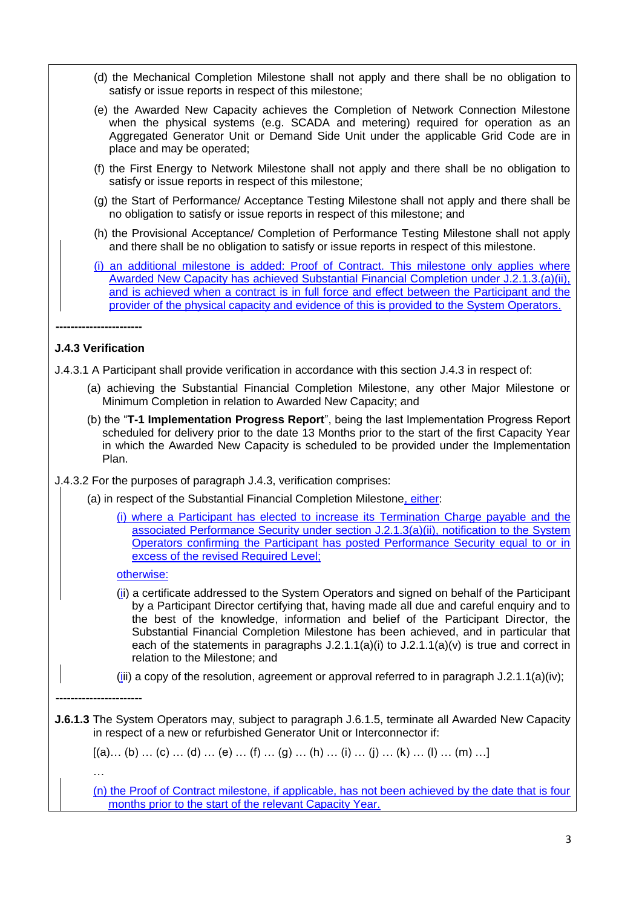(d) the Mechanical Completion Milestone shall not apply and there shall be no obligation to satisfy or issue reports in respect of this milestone;

(e) the Awarded New Capacity achieves the Completion of Network Connection Milestone when the physical systems (e.g. SCADA and metering) required for operation as an Aggregated Generator Unit or Demand Side Unit under the applicable Grid Code are in place and may be operated;

(f) the First Energy to Network Milestone shall not apply and there shall be no obligation to satisfy or issue reports in respect of this milestone;

(g) the Start of Performance/ Acceptance Testing Milestone shall not apply and there shall be no obligation to satisfy or issue reports in respect of this milestone; and

(h) the Provisional Acceptance/ Completion of Performance Testing Milestone shall not apply and there shall be no obligation to satisfy or issue reports in respect of this milestone.

(i) an additional milestone is added: Proof of Contract. This milestone only applies where Awarded New Capacity has achieved Substantial Financial Completion under J.2.1.3.(a)(ii), and is achieved when a contract is in full force and effect between the Participant and the provider of the physical capacity and evidence of this is provided to the System Operators.

-----------------------

### J.4.3 Verification

J.4.3.1 A Participant shall provide verification in accordance with this section J.4.3 in respect of:

(a) achieving the Substantial Financial Completion Milestone, any other Major Milestone or Minimum Completion in relation to Awarded New Capacity; and

(b) the "**T-1 Implementation Progress Report**", being the last Implementation Progress Report scheduled for delivery prior to the date 13 Months prior to the start of the first Capacity Year in which the Awarded New Capacity is scheduled to be provided under the Implementation Plan.

J.4.3.2 For the purposes of paragraph J.4.3, verification comprises:

(a) in respect of the Substantial Financial Completion Milestone, either:

(i) where a Participant has elected to increase its Termination Charge payable and the associated Performance Security under section J.2.1.3(a)(ii), notification to the System Operators confirming the Participant has posted Performance Security equal to or in excess of the revised Required Level;

otherwise:

(ii) a certificate addressed to the System Operators and signed on behalf of the Participant by a Participant Director certifying that, having made all due and careful enquiry and to the best of the knowledge, information and belief of the Participant Director, the Substantial Financial Completion Milestone has been achieved, and in particular that each of the statements in paragraphs J.2.1.1(a)(i) to J.2.1.1(a)(v) is true and correct in relation to the Milestone; and

(iii) a copy of the resolution, agreement or approval referred to in paragraph J.2.1.1(a)(iv);

-----------------------

**J.6.1.3** The System Operators may, subject to paragraph J.6.1.5, terminate all Awarded New Capacity in respect of a new or refurbished Generator Unit or Interconnector if:

[(a)… (b) … (c) … (d) … (e) … (f) … (g) … (h) … (i) … (j) … (k) … (l) … (m) …]

…

(n) the Proof of Contract milestone, if applicable, has not been achieved by the date that is four months prior to the start of the relevant Capacity Year.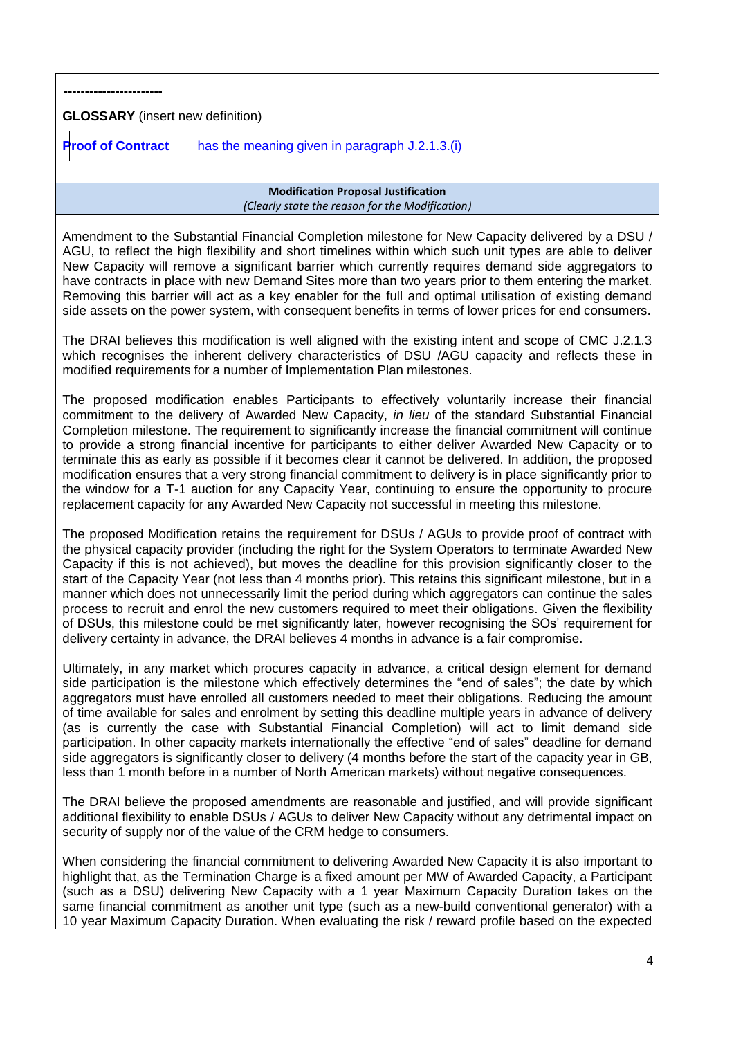-----------------------

**GLOSSARY** (insert new definition)

**Proof of Contract** has the meaning given in paragraph J.2.1.3.(i)

**Modification Proposal Justification**
*(Clearly state the reason for the Modification)*

Amendment to the Substantial Financial Completion milestone for New Capacity delivered by a DSU / AGU, to reflect the high flexibility and short timelines within which such unit types are able to deliver New Capacity will remove a significant barrier which currently requires demand side aggregators to have contracts in place with new Demand Sites more than two years prior to them entering the market. Removing this barrier will act as a key enabler for the full and optimal utilisation of existing demand side assets on the power system, with consequent benefits in terms of lower prices for end consumers.

The DRAI believes this modification is well aligned with the existing intent and scope of CMC J.2.1.3 which recognises the inherent delivery characteristics of DSU /AGU capacity and reflects these in modified requirements for a number of Implementation Plan milestones.

The proposed modification enables Participants to effectively voluntarily increase their financial commitment to the delivery of Awarded New Capacity, *in lieu* of the standard Substantial Financial Completion milestone. The requirement to significantly increase the financial commitment will continue to provide a strong financial incentive for participants to either deliver Awarded New Capacity or to terminate this as early as possible if it becomes clear it cannot be delivered. In addition, the proposed modification ensures that a very strong financial commitment to delivery is in place significantly prior to the window for a T-1 auction for any Capacity Year, continuing to ensure the opportunity to procure replacement capacity for any Awarded New Capacity not successful in meeting this milestone.

The proposed Modification retains the requirement for DSUs / AGUs to provide proof of contract with the physical capacity provider (including the right for the System Operators to terminate Awarded New Capacity if this is not achieved), but moves the deadline for this provision significantly closer to the start of the Capacity Year (not less than 4 months prior). This retains this significant milestone, but in a manner which does not unnecessarily limit the period during which aggregators can continue the sales process to recruit and enrol the new customers required to meet their obligations. Given the flexibility of DSUs, this milestone could be met significantly later, however recognising the SOs' requirement for delivery certainty in advance, the DRAI believes 4 months in advance is a fair compromise.

Ultimately, in any market which procures capacity in advance, a critical design element for demand side participation is the milestone which effectively determines the "end of sales"; the date by which aggregators must have enrolled all customers needed to meet their obligations. Reducing the amount of time available for sales and enrolment by setting this deadline multiple years in advance of delivery (as is currently the case with Substantial Financial Completion) will act to limit demand side participation. In other capacity markets internationally the effective "end of sales" deadline for demand side aggregators is significantly closer to delivery (4 months before the start of the capacity year in GB, less than 1 month before in a number of North American markets) without negative consequences.

The DRAI believe the proposed amendments are reasonable and justified, and will provide significant additional flexibility to enable DSUs / AGUs to deliver New Capacity without any detrimental impact on security of supply nor of the value of the CRM hedge to consumers.

When considering the financial commitment to delivering Awarded New Capacity it is also important to highlight that, as the Termination Charge is a fixed amount per MW of Awarded Capacity, a Participant (such as a DSU) delivering New Capacity with a 1 year Maximum Capacity Duration takes on the same financial commitment as another unit type (such as a new-build conventional generator) with a 10 year Maximum Capacity Duration. When evaluating the risk / reward profile based on the expected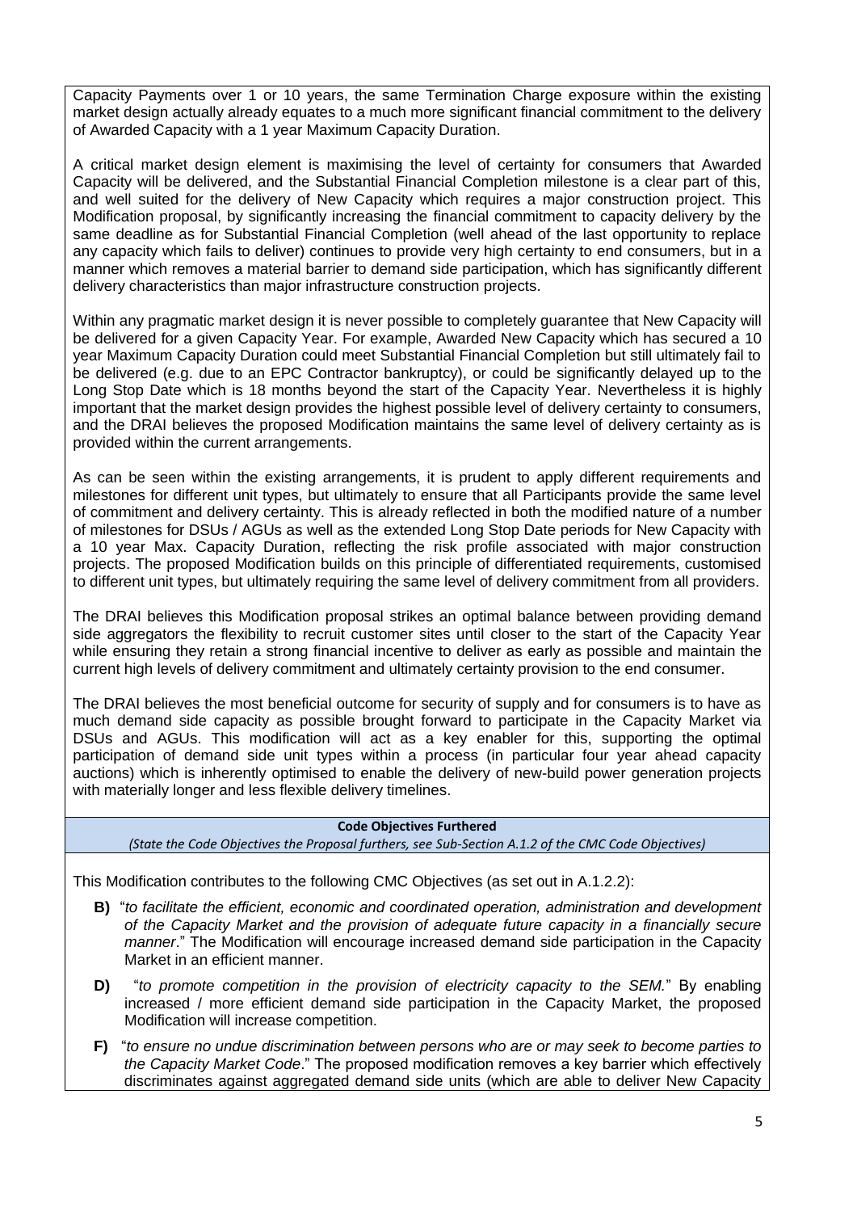Capacity Payments over 1 or 10 years, the same Termination Charge exposure within the existing market design actually already equates to a much more significant financial commitment to the delivery of Awarded Capacity with a 1 year Maximum Capacity Duration.

A critical market design element is maximising the level of certainty for consumers that Awarded Capacity will be delivered, and the Substantial Financial Completion milestone is a clear part of this, and well suited for the delivery of New Capacity which requires a major construction project. This Modification proposal, by significantly increasing the financial commitment to capacity delivery by the same deadline as for Substantial Financial Completion (well ahead of the last opportunity to replace any capacity which fails to deliver) continues to provide very high certainty to end consumers, but in a manner which removes a material barrier to demand side participation, which has significantly different delivery characteristics than major infrastructure construction projects.

Within any pragmatic market design it is never possible to completely guarantee that New Capacity will be delivered for a given Capacity Year. For example, Awarded New Capacity which has secured a 10 year Maximum Capacity Duration could meet Substantial Financial Completion but still ultimately fail to be delivered (e.g. due to an EPC Contractor bankruptcy), or could be significantly delayed up to the Long Stop Date which is 18 months beyond the start of the Capacity Year. Nevertheless it is highly important that the market design provides the highest possible level of delivery certainty to consumers, and the DRAI believes the proposed Modification maintains the same level of delivery certainty as is provided within the current arrangements.

As can be seen within the existing arrangements, it is prudent to apply different requirements and milestones for different unit types, but ultimately to ensure that all Participants provide the same level of commitment and delivery certainty. This is already reflected in both the modified nature of a number of milestones for DSUs / AGUs as well as the extended Long Stop Date periods for New Capacity with a 10 year Max. Capacity Duration, reflecting the risk profile associated with major construction projects. The proposed Modification builds on this principle of differentiated requirements, customised to different unit types, but ultimately requiring the same level of delivery commitment from all providers.

The DRAI believes this Modification proposal strikes an optimal balance between providing demand side aggregators the flexibility to recruit customer sites until closer to the start of the Capacity Year while ensuring they retain a strong financial incentive to deliver as early as possible and maintain the current high levels of delivery commitment and ultimately certainty provision to the end consumer.

The DRAI believes the most beneficial outcome for security of supply and for consumers is to have as much demand side capacity as possible brought forward to participate in the Capacity Market via DSUs and AGUs. This modification will act as a key enabler for this, supporting the optimal participation of demand side unit types within a process (in particular four year ahead capacity auctions) which is inherently optimised to enable the delivery of new-build power generation projects with materially longer and less flexible delivery timelines.

**Code Objectives Furthered**

*(State the Code Objectives the Proposal furthers, see Sub-Section A.1.2 of the CMC Code Objectives)*

This Modification contributes to the following CMC Objectives (as set out in A.1.2.2):

- **B)** "*to facilitate the efficient, economic and coordinated operation, administration and development of the Capacity Market and the provision of adequate future capacity in a financially secure manner*." The Modification will encourage increased demand side participation in the Capacity Market in an efficient manner.
- **D)** "*to promote competition in the provision of electricity capacity to the SEM.*" By enabling increased / more efficient demand side participation in the Capacity Market, the proposed Modification will increase competition.
- **F)** "*to ensure no undue discrimination between persons who are or may seek to become parties to the Capacity Market Code*." The proposed modification removes a key barrier which effectively discriminates against aggregated demand side units (which are able to deliver New Capacity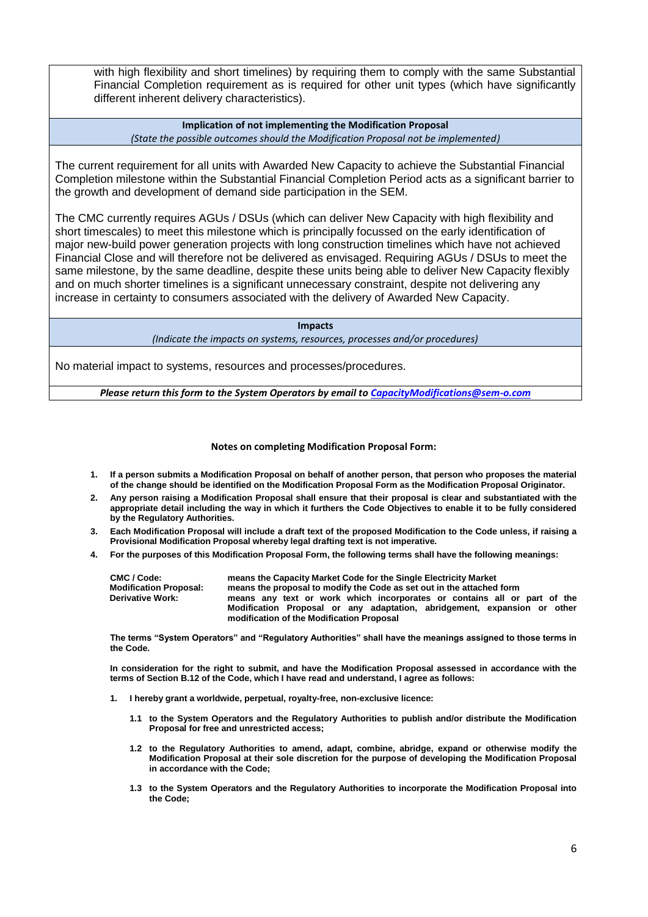with high flexibility and short timelines) by requiring them to comply with the same Substantial Financial Completion requirement as is required for other unit types (which have significantly different inherent delivery characteristics).

**Implication of not implementing the Modification Proposal**

*(State the possible outcomes should the Modification Proposal not be implemented)*

The current requirement for all units with Awarded New Capacity to achieve the Substantial Financial Completion milestone within the Substantial Financial Completion Period acts as a significant barrier to the growth and development of demand side participation in the SEM.

The CMC currently requires AGUs / DSUs (which can deliver New Capacity with high flexibility and short timescales) to meet this milestone which is principally focussed on the early identification of major new-build power generation projects with long construction timelines which have not achieved Financial Close and will therefore not be delivered as envisaged. Requiring AGUs / DSUs to meet the same milestone, by the same deadline, despite these units being able to deliver New Capacity flexibly and on much shorter timelines is a significant unnecessary constraint, despite not delivering any increase in certainty to consumers associated with the delivery of Awarded New Capacity.

**Impacts**

*(Indicate the impacts on systems, resources, processes and/or procedures)*

No material impact to systems, resources and processes/procedures.

***Please return this form to the System Operators by email to [CapacityModifications@sem-o.com](mailto:CapacityModifications@sem-o.com)***

**Notes on completing Modification Proposal Form:**

1. **If a person submits a Modification Proposal on behalf of another person, that person who proposes the material of the change should be identified on the Modification Proposal Form as the Modification Proposal Originator.**
2. **Any person raising a Modification Proposal shall ensure that their proposal is clear and substantiated with the appropriate detail including the way in which it furthers the Code Objectives to enable it to be fully considered by the Regulatory Authorities.**
3. **Each Modification Proposal will include a draft text of the proposed Modification to the Code unless, if raising a Provisional Modification Proposal whereby legal drafting text is not imperative.**
4. **For the purposes of this Modification Proposal Form, the following terms shall have the following meanings:**

| | |
|---|---|
| **CMC / Code:** | **means the Capacity Market Code for the Single Electricity Market** |
| **Modification Proposal:** | **means the proposal to modify the Code as set out in the attached form** |
| **Derivative Work:** | **means any text or work which incorporates or contains all or part of the Modification Proposal or any adaptation, abridgement, expansion or other modification of the Modification Proposal** |

**The terms "System Operators" and "Regulatory Authorities" shall have the meanings assigned to those terms in the Code.**

**In consideration for the right to submit, and have the Modification Proposal assessed in accordance with the terms of Section B.12 of the Code, which I have read and understand, I agree as follows:**

1. **I hereby grant a worldwide, perpetual, royalty-free, non-exclusive licence:**

   **1.1 to the System Operators and the Regulatory Authorities to publish and/or distribute the Modification Proposal for free and unrestricted access;**

   **1.2 to the Regulatory Authorities to amend, adapt, combine, abridge, expand or otherwise modify the Modification Proposal at their sole discretion for the purpose of developing the Modification Proposal in accordance with the Code;**

   **1.3 to the System Operators and the Regulatory Authorities to incorporate the Modification Proposal into the Code;**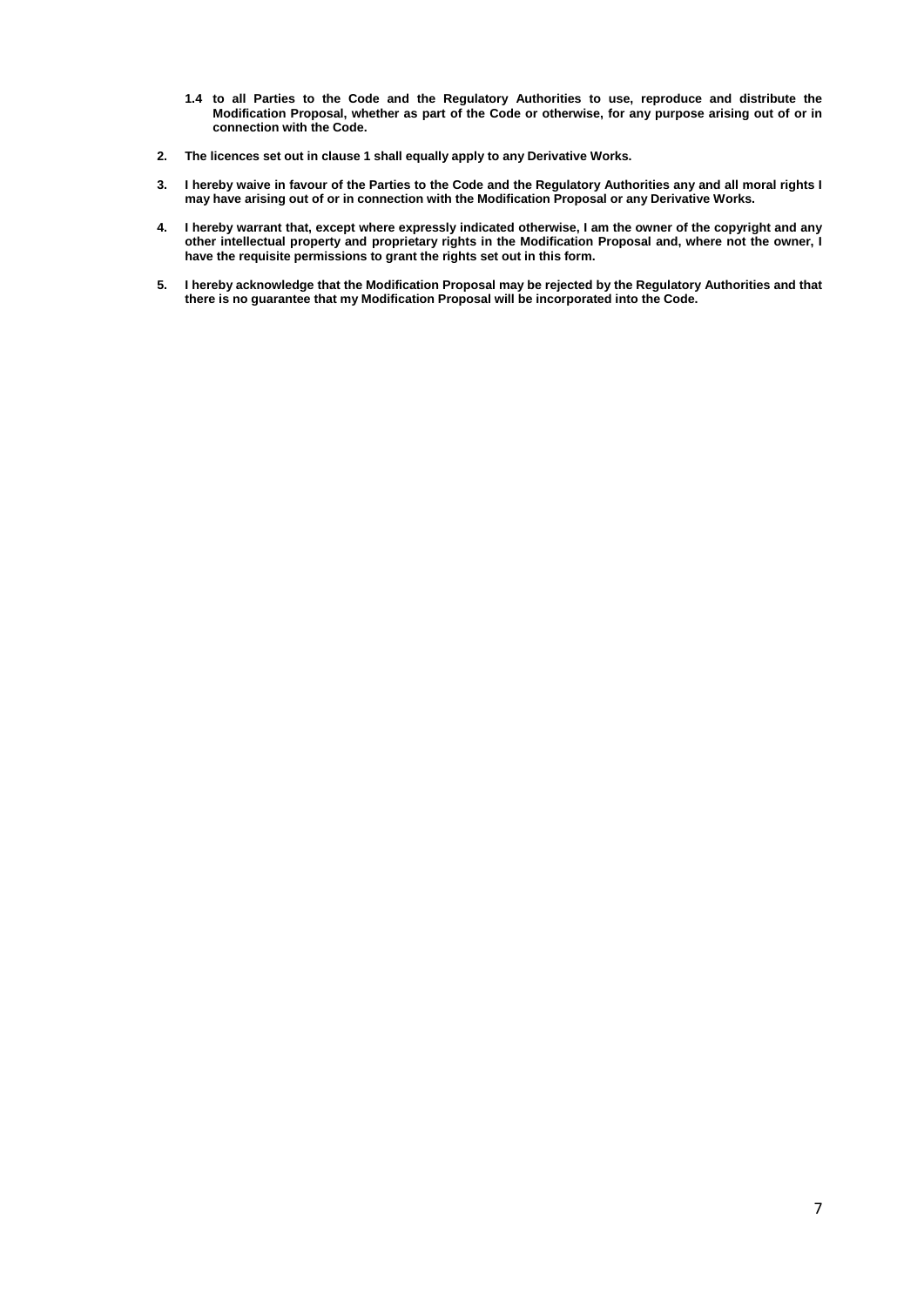**1.4 to all Parties to the Code and the Regulatory Authorities to use, reproduce and distribute the Modification Proposal, whether as part of the Code or otherwise, for any purpose arising out of or in connection with the Code.**

**2. The licences set out in clause 1 shall equally apply to any Derivative Works.**

**3. I hereby waive in favour of the Parties to the Code and the Regulatory Authorities any and all moral rights I may have arising out of or in connection with the Modification Proposal or any Derivative Works.**

**4. I hereby warrant that, except where expressly indicated otherwise, I am the owner of the copyright and any other intellectual property and proprietary rights in the Modification Proposal and, where not the owner, I have the requisite permissions to grant the rights set out in this form.**

**5. I hereby acknowledge that the Modification Proposal may be rejected by the Regulatory Authorities and that there is no guarantee that my Modification Proposal will be incorporated into the Code.**